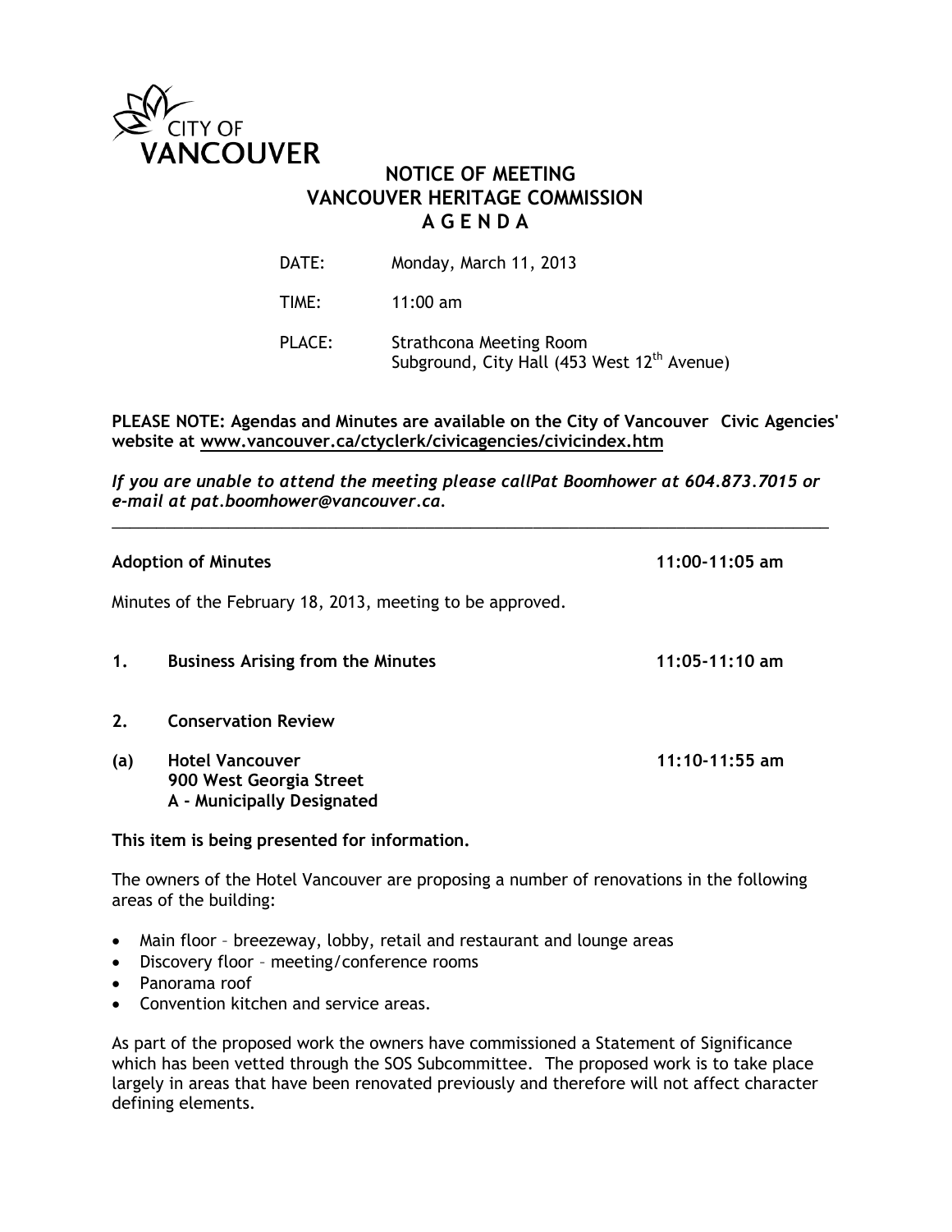CITY OF VANCOUVER

# NOTICE OF MEETING
# VANCOUVER HERITAGE COMMISSION
# A G E N D A

DATE: Monday, March 11, 2013

TIME: 11:00 am

PLACE: Strathcona Meeting Room
Subground, City Hall (453 West 12th Avenue)

**PLEASE NOTE: Agendas and Minutes are available on the City of Vancouver Civic Agencies' website at www.vancouver.ca/ctyclerk/civicagencies/civicindex.htm**

***If you are unable to attend the meeting please callPat Boomhower at 604.873.7015 or e-mail at pat.boomhower@vancouver.ca.***

---

**Adoption of Minutes** **11:00-11:05 am**

Minutes of the February 18, 2013, meeting to be approved.

**1. Business Arising from the Minutes** **11:05-11:10 am**

**2. Conservation Review**

**(a) Hotel Vancouver** **11:10-11:55 am**
**900 West Georgia Street**
**A - Municipally Designated**

**This item is being presented for information.**

The owners of the Hotel Vancouver are proposing a number of renovations in the following areas of the building:

- Main floor – breezeway, lobby, retail and restaurant and lounge areas
- Discovery floor – meeting/conference rooms
- Panorama roof
- Convention kitchen and service areas.

As part of the proposed work the owners have commissioned a Statement of Significance which has been vetted through the SOS Subcommittee. The proposed work is to take place largely in areas that have been renovated previously and therefore will not affect character defining elements.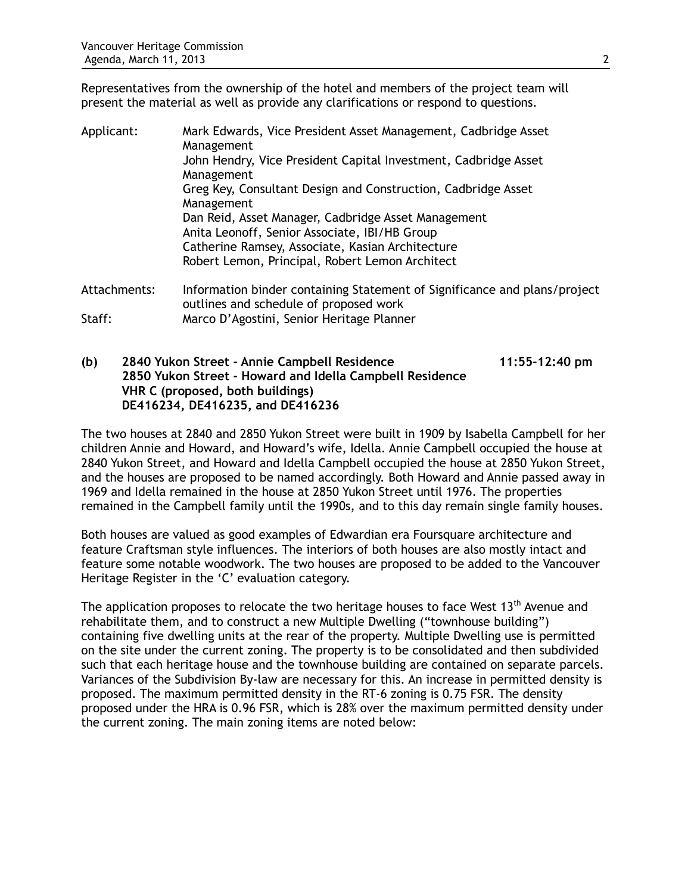Representatives from the ownership of the hotel and members of the project team will present the material as well as provide any clarifications or respond to questions.

Applicant: Mark Edwards, Vice President Asset Management, Cadbridge Asset Management
John Hendry, Vice President Capital Investment, Cadbridge Asset Management
Greg Key, Consultant Design and Construction, Cadbridge Asset Management
Dan Reid, Asset Manager, Cadbridge Asset Management
Anita Leonoff, Senior Associate, IBI/HB Group
Catherine Ramsey, Associate, Kasian Architecture
Robert Lemon, Principal, Robert Lemon Architect

Attachments: Information binder containing Statement of Significance and plans/project outlines and schedule of proposed work

Staff: Marco D'Agostini, Senior Heritage Planner

**(b) 2840 Yukon Street - Annie Campbell Residence 11:55-12:40 pm**
**2850 Yukon Street - Howard and Idella Campbell Residence**
**VHR C (proposed, both buildings)**
**DE416234, DE416235, and DE416236**

The two houses at 2840 and 2850 Yukon Street were built in 1909 by Isabella Campbell for her children Annie and Howard, and Howard's wife, Idella. Annie Campbell occupied the house at 2840 Yukon Street, and Howard and Idella Campbell occupied the house at 2850 Yukon Street, and the houses are proposed to be named accordingly. Both Howard and Annie passed away in 1969 and Idella remained in the house at 2850 Yukon Street until 1976. The properties remained in the Campbell family until the 1990s, and to this day remain single family houses.

Both houses are valued as good examples of Edwardian era Foursquare architecture and feature Craftsman style influences. The interiors of both houses are also mostly intact and feature some notable woodwork. The two houses are proposed to be added to the Vancouver Heritage Register in the 'C' evaluation category.

The application proposes to relocate the two heritage houses to face West 13th Avenue and rehabilitate them, and to construct a new Multiple Dwelling ("townhouse building") containing five dwelling units at the rear of the property. Multiple Dwelling use is permitted on the site under the current zoning. The property is to be consolidated and then subdivided such that each heritage house and the townhouse building are contained on separate parcels. Variances of the Subdivision By-law are necessary for this. An increase in permitted density is proposed. The maximum permitted density in the RT-6 zoning is 0.75 FSR. The density proposed under the HRA is 0.96 FSR, which is 28% over the maximum permitted density under the current zoning. The main zoning items are noted below: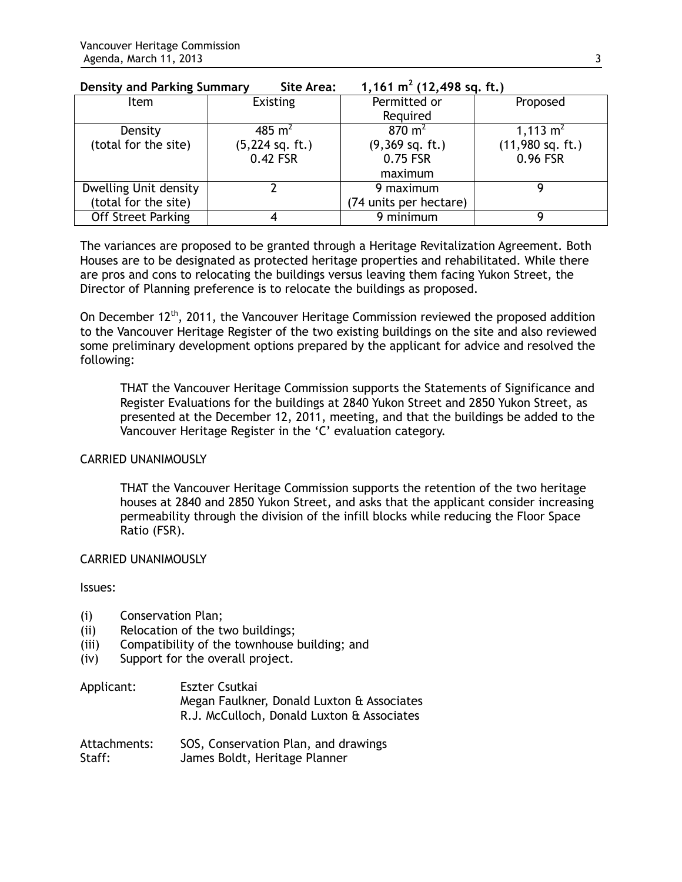**Density and Parking Summary    Site Area:    1,161 $m^2$ (12,498 sq. ft.)**

| Item | Existing | Permitted or Required | Proposed |
|---|---|---|---|
| Density (total for the site) | 485 $m^2$ (5,224 sq. ft.) 0.42 FSR | 870 $m^2$ (9,369 sq. ft.) 0.75 FSR maximum | 1,113 $m^2$ (11,980 sq. ft.) 0.96 FSR |
| Dwelling Unit density (total for the site) | 2 | 9 maximum (74 units per hectare) | 9 |
| Off Street Parking | 4 | 9 minimum | 9 |

The variances are proposed to be granted through a Heritage Revitalization Agreement. Both Houses are to be designated as protected heritage properties and rehabilitated. While there are pros and cons to relocating the buildings versus leaving them facing Yukon Street, the Director of Planning preference is to relocate the buildings as proposed.

On December 12th, 2011, the Vancouver Heritage Commission reviewed the proposed addition to the Vancouver Heritage Register of the two existing buildings on the site and also reviewed some preliminary development options prepared by the applicant for advice and resolved the following:

> THAT the Vancouver Heritage Commission supports the Statements of Significance and Register Evaluations for the buildings at 2840 Yukon Street and 2850 Yukon Street, as presented at the December 12, 2011, meeting, and that the buildings be added to the Vancouver Heritage Register in the 'C' evaluation category.

CARRIED UNANIMOUSLY

> THAT the Vancouver Heritage Commission supports the retention of the two heritage houses at 2840 and 2850 Yukon Street, and asks that the applicant consider increasing permeability through the division of the infill blocks while reducing the Floor Space Ratio (FSR).

CARRIED UNANIMOUSLY

Issues:

- (i) Conservation Plan;
- (ii) Relocation of the two buildings;
- (iii) Compatibility of the townhouse building; and
- (iv) Support for the overall project.

Applicant: Eszter Csutkai
Megan Faulkner, Donald Luxton & Associates
R.J. McCulloch, Donald Luxton & Associates

Attachments: SOS, Conservation Plan, and drawings
Staff: James Boldt, Heritage Planner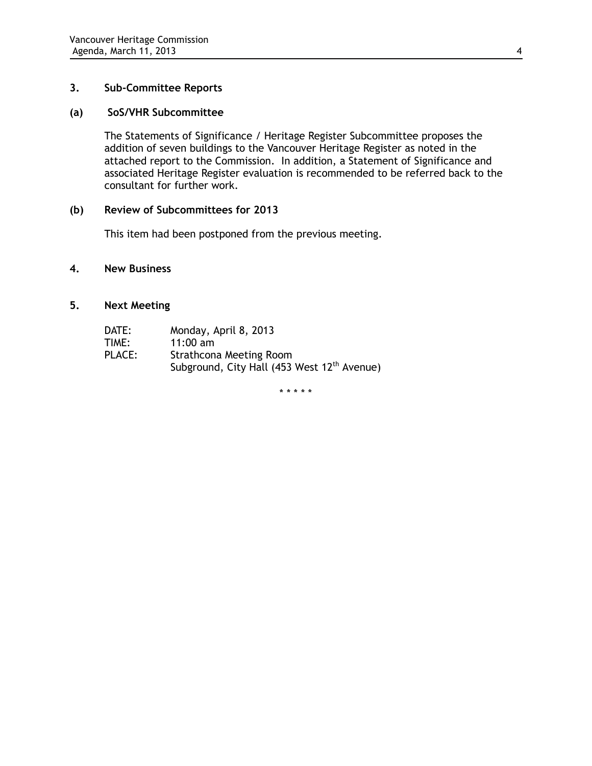## 3. Sub-Committee Reports

### (a) SoS/VHR Subcommittee

The Statements of Significance / Heritage Register Subcommittee proposes the addition of seven buildings to the Vancouver Heritage Register as noted in the attached report to the Commission. In addition, a Statement of Significance and associated Heritage Register evaluation is recommended to be referred back to the consultant for further work.

### (b) Review of Subcommittees for 2013

This item had been postponed from the previous meeting.

## 4. New Business

## 5. Next Meeting

DATE: Monday, April 8, 2013
TIME: 11:00 am
PLACE: Strathcona Meeting Room
Subground, City Hall (453 West 12th Avenue)

\* \* \* \* \*